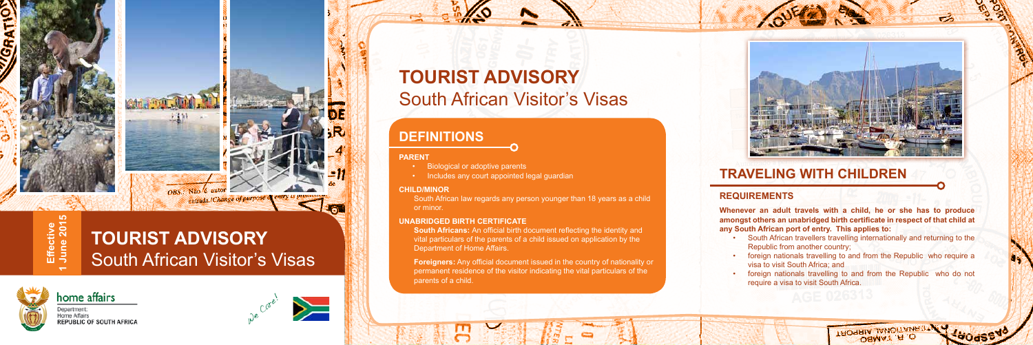Effective 1 June 2015

# TOURIST ADVISORY
South African Visitor's Visas

home affairs
Department:
Home Affairs
REPUBLIC OF SOUTH AFRICA

We Care!

# TOURIST ADVISORY
South African Visitor's Visas

## DEFINITIONS

**PARENT**

- Biological or adoptive parents
- Includes any court appointed legal guardian

**CHILD/MINOR**

South African law regards any person younger than 18 years as a child or minor.

**UNABRIDGED BIRTH CERTIFICATE**

**South Africans:** An official birth document reflecting the identity and vital particulars of the parents of a child issued on application by the Department of Home Affairs.

**Foreigners:** Any official document issued in the country of nationality or permanent residence of the visitor indicating the vital particulars of the parents of a child.

## TRAVELING WITH CHILDREN

### REQUIREMENTS

**Whenever an adult travels with a child, he or she has to produce amongst others an unabridged birth certificate in respect of that child at any South African port of entry. This applies to:**

- South African travellers travelling internationally and returning to the Republic from another country;
- foreign nationals travelling to and from the Republic who require a visa to visit South Africa; and
- foreign nationals travelling to and from the Republic who do not require a visa to visit South Africa.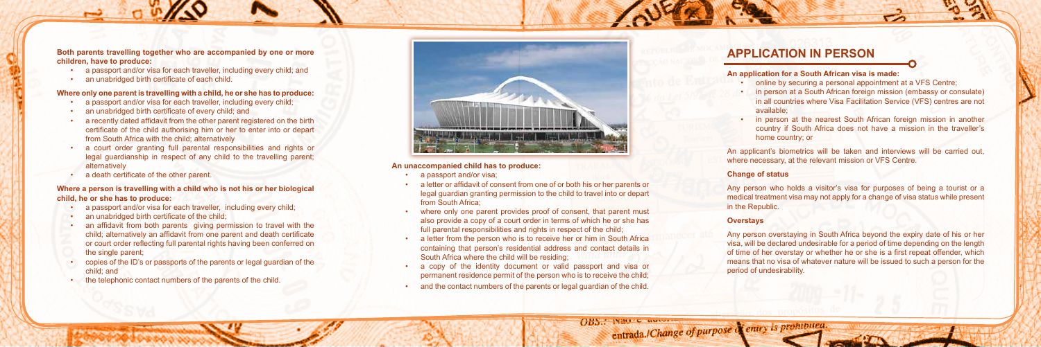**Both parents travelling together who are accompanied by one or more children, have to produce:**

- a passport and/or visa for each traveller, including every child; and
- an unabridged birth certificate of each child.

**Where only one parent is travelling with a child, he or she has to produce:**

- a passport and/or visa for each traveller, including every child;
- an unabridged birth certificate of every child; and
- a recently dated affidavit from the other parent registered on the birth certificate of the child authorising him or her to enter into or depart from South Africa with the child; alternatively
- a court order granting full parental responsibilities and rights or legal guardianship in respect of any child to the travelling parent; alternatively
- a death certificate of the other parent.

**Where a person is travelling with a child who is not his or her biological child, he or she has to produce:**

- a passport and/or visa for each traveller, including every child;
- an unabridged birth certificate of the child;
- an affidavit from both parents giving permission to travel with the child; alternatively an affidavit from one parent and death certificate or court order reflecting full parental rights having been conferred on the single parent;
- copies of the ID's or passports of the parents or legal guardian of the child; and
- the telephonic contact numbers of the parents of the child.

**An unaccompanied child has to produce:**

- a passport and/or visa;
- a letter or affidavit of consent from one of or both his or her parents or legal guardian granting permission to the child to travel into or depart from South Africa;
- where only one parent provides proof of consent, that parent must also provide a copy of a court order in terms of which he or she has full parental responsibilities and rights in respect of the child;
- a letter from the person who is to receive her or him in South Africa containing that person's residential address and contact details in South Africa where the child will be residing;
- a copy of the identity document or valid passport and visa or permanent residence permit of the person who is to receive the child;
- and the contact numbers of the parents or legal guardian of the child.

## APPLICATION IN PERSON

**An application for a South African visa is made:**

- online by securing a personal appointment at a VFS Centre;
- in person at a South African foreign mission (embassy or consulate) in all countries where Visa Facilitation Service (VFS) centres are not available;
- in person at the nearest South African foreign mission in another country if South Africa does not have a mission in the traveller's home country; or

An applicant's biometrics will be taken and interviews will be carried out, where necessary, at the relevant mission or VFS Centre.

### Change of status

Any person who holds a visitor's visa for purposes of being a tourist or a medical treatment visa may not apply for a change of visa status while present in the Republic.

### Overstays

Any person overstaying in South Africa beyond the expiry date of his or her visa, will be declared undesirable for a period of time depending on the length of time of her overstay or whether he or she is a first repeat offender, which means that no visa of whatever nature will be issued to such a person for the period of undesirability.